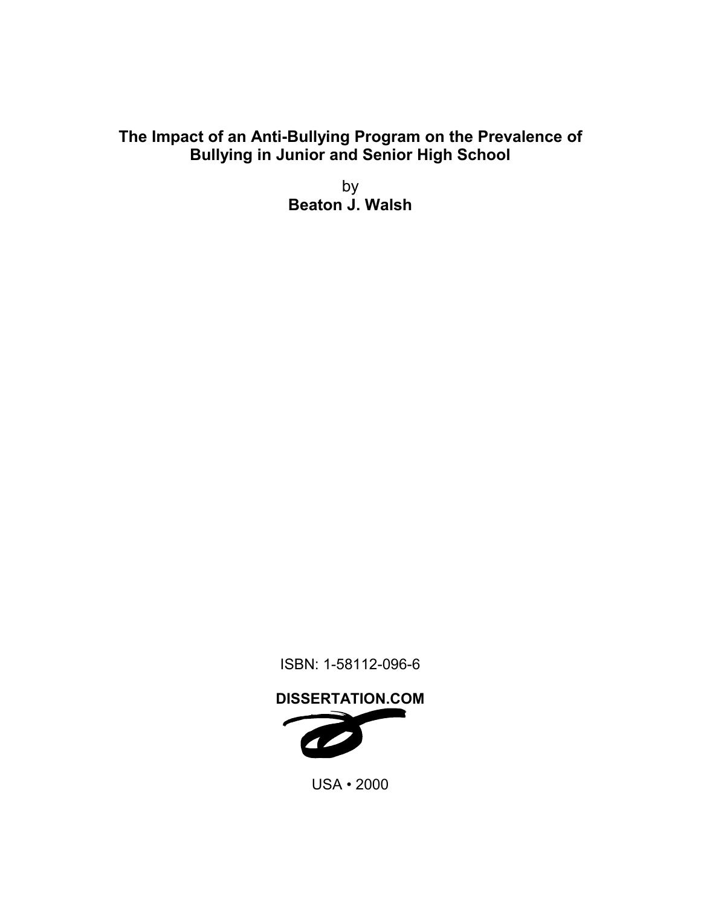# The Impact of an Anti-Bullying Program on the Prevalence of Bullying in Junior and Senior High School

by

**Beaton J. Walsh**

ISBN: 1-58112-096-6

**DISSERTATION.COM**

USA • 2000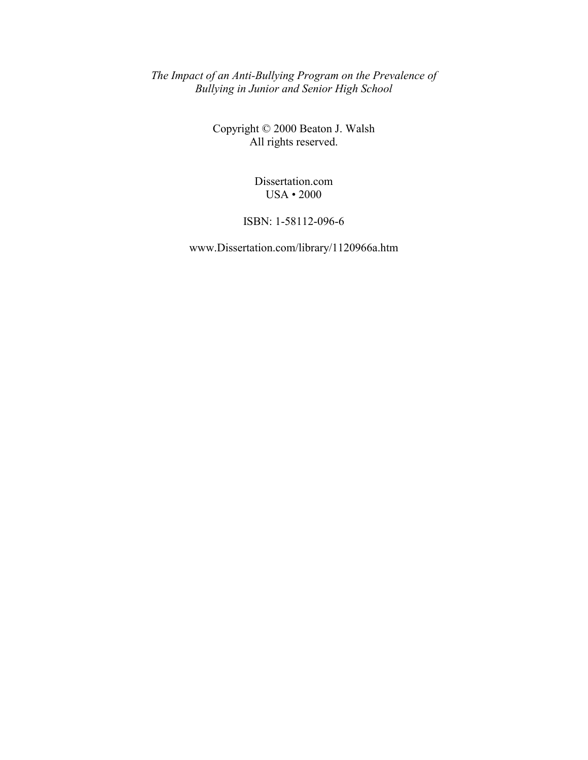*The Impact of an Anti-Bullying Program on the Prevalence of Bullying in Junior and Senior High School*

Copyright © 2000 Beaton J. Walsh
All rights reserved.

Dissertation.com
USA • 2000

ISBN: 1-58112-096-6

www.Dissertation.com/library/1120966a.htm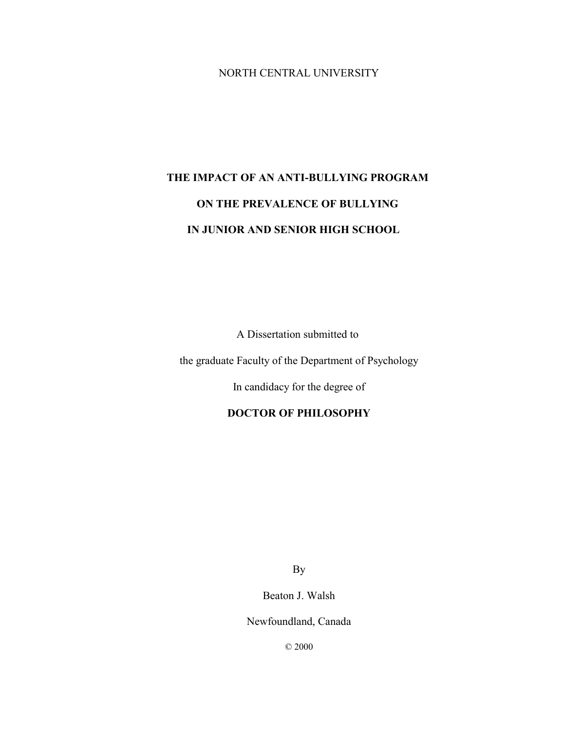NORTH CENTRAL UNIVERSITY

# THE IMPACT OF AN ANTI-BULLYING PROGRAM ON THE PREVALENCE OF BULLYING IN JUNIOR AND SENIOR HIGH SCHOOL

A Dissertation submitted to

the graduate Faculty of the Department of Psychology

In candidacy for the degree of

**DOCTOR OF PHILOSOPHY**

By

Beaton J. Walsh

Newfoundland, Canada

© 2000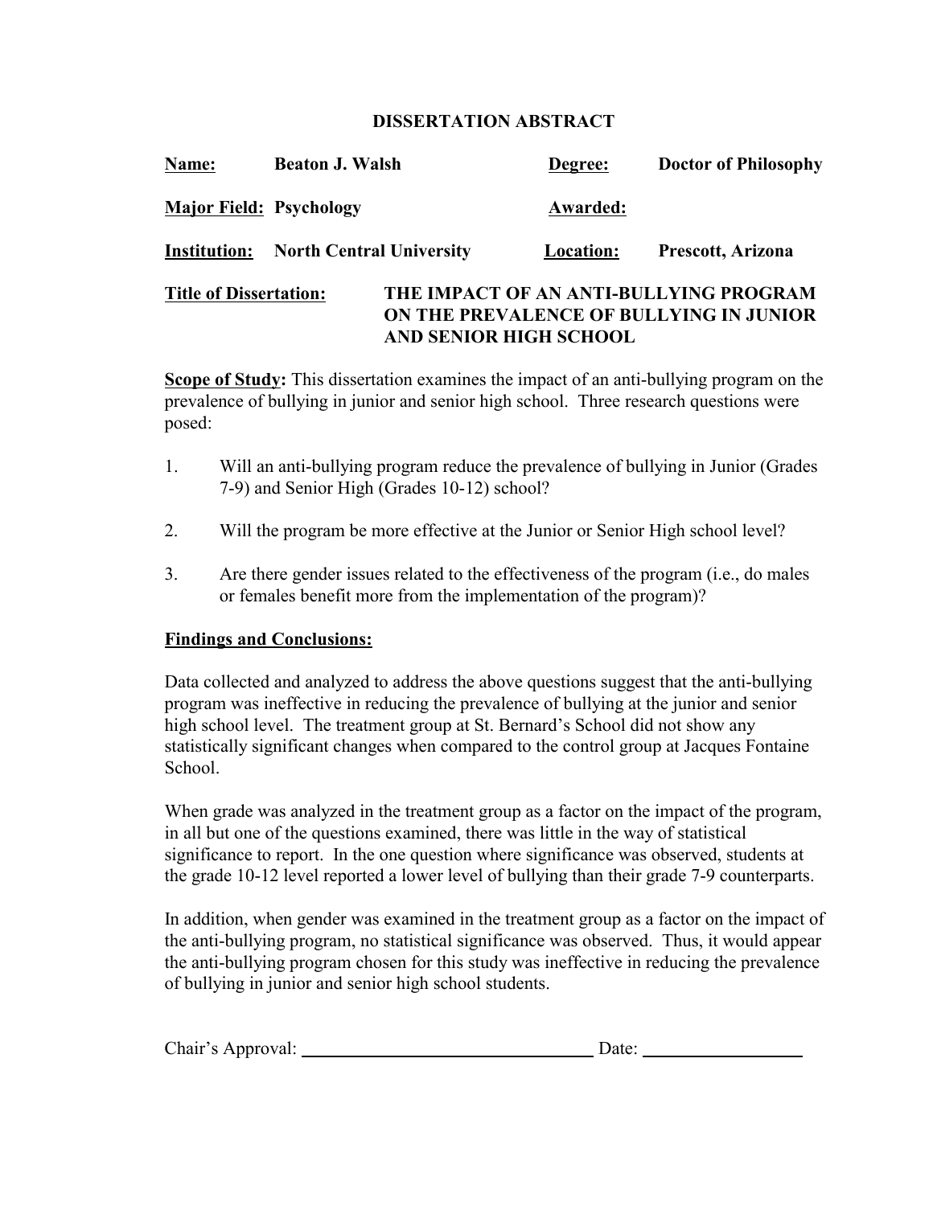# DISSERTATION ABSTRACT

**Name:** **Beaton J. Walsh**  **Degree:** **Doctor of Philosophy**

**Major Field:** **Psychology**  **Awarded:**

**Institution:** **North Central University**  **Location:** **Prescott, Arizona**

**Title of Dissertation:** **THE IMPACT OF AN ANTI-BULLYING PROGRAM ON THE PREVALENCE OF BULLYING IN JUNIOR AND SENIOR HIGH SCHOOL**

**Scope of Study:** This dissertation examines the impact of an anti-bullying program on the prevalence of bullying in junior and senior high school. Three research questions were posed:

1. Will an anti-bullying program reduce the prevalence of bullying in Junior (Grades 7-9) and Senior High (Grades 10-12) school?

2. Will the program be more effective at the Junior or Senior High school level?

3. Are there gender issues related to the effectiveness of the program (i.e., do males or females benefit more from the implementation of the program)?

**Findings and Conclusions:**

Data collected and analyzed to address the above questions suggest that the anti-bullying program was ineffective in reducing the prevalence of bullying at the junior and senior high school level. The treatment group at St. Bernard's School did not show any statistically significant changes when compared to the control group at Jacques Fontaine School.

When grade was analyzed in the treatment group as a factor on the impact of the program, in all but one of the questions examined, there was little in the way of statistical significance to report. In the one question where significance was observed, students at the grade 10-12 level reported a lower level of bullying than their grade 7-9 counterparts.

In addition, when gender was examined in the treatment group as a factor on the impact of the anti-bullying program, no statistical significance was observed. Thus, it would appear the anti-bullying program chosen for this study was ineffective in reducing the prevalence of bullying in junior and senior high school students.

Chair's Approval: ______________________ Date: ____________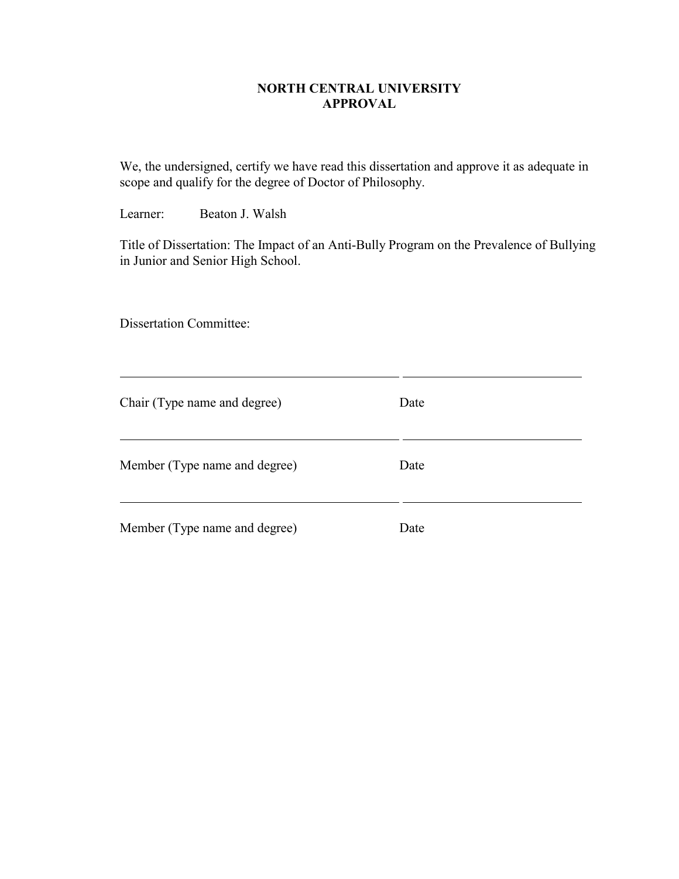**NORTH CENTRAL UNIVERSITY**
**APPROVAL**

We, the undersigned, certify we have read this dissertation and approve it as adequate in scope and qualify for the degree of Doctor of Philosophy.

Learner: Beaton J. Walsh

Title of Dissertation: The Impact of an Anti-Bully Program on the Prevalence of Bullying in Junior and Senior High School.

Dissertation Committee:

\_\_\_\_\_\_\_\_\_\_\_\_\_\_\_\_\_\_\_\_\_\_\_\_\_\_\_\_\_\_\_\_\_\_\_\_\_\_\_\_ \_\_\_\_\_\_\_\_\_\_\_\_\_\_\_\_\_\_\_\_\_\_\_\_\_\_

Chair (Type name and degree) Date

\_\_\_\_\_\_\_\_\_\_\_\_\_\_\_\_\_\_\_\_\_\_\_\_\_\_\_\_\_\_\_\_\_\_\_\_\_\_\_\_ \_\_\_\_\_\_\_\_\_\_\_\_\_\_\_\_\_\_\_\_\_\_\_\_\_\_

Member (Type name and degree) Date

\_\_\_\_\_\_\_\_\_\_\_\_\_\_\_\_\_\_\_\_\_\_\_\_\_\_\_\_\_\_\_\_\_\_\_\_\_\_\_\_ \_\_\_\_\_\_\_\_\_\_\_\_\_\_\_\_\_\_\_\_\_\_\_\_\_\_

Member (Type name and degree) Date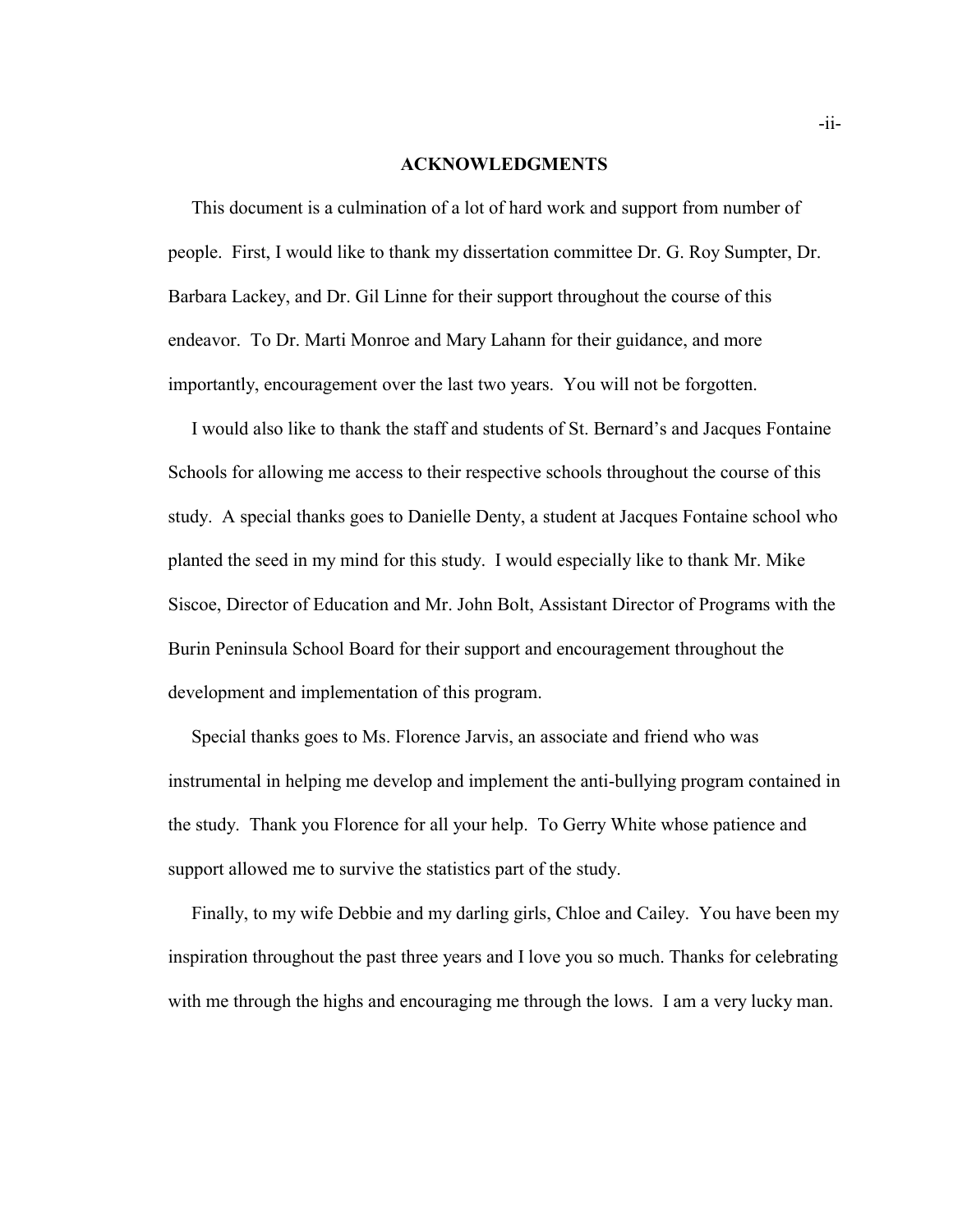## ACKNOWLEDGMENTS

This document is a culmination of a lot of hard work and support from number of people. First, I would like to thank my dissertation committee Dr. G. Roy Sumpter, Dr. Barbara Lackey, and Dr. Gil Linne for their support throughout the course of this endeavor. To Dr. Marti Monroe and Mary Lahann for their guidance, and more importantly, encouragement over the last two years. You will not be forgotten.

I would also like to thank the staff and students of St. Bernard's and Jacques Fontaine Schools for allowing me access to their respective schools throughout the course of this study. A special thanks goes to Danielle Denty, a student at Jacques Fontaine school who planted the seed in my mind for this study. I would especially like to thank Mr. Mike Siscoe, Director of Education and Mr. John Bolt, Assistant Director of Programs with the Burin Peninsula School Board for their support and encouragement throughout the development and implementation of this program.

Special thanks goes to Ms. Florence Jarvis, an associate and friend who was instrumental in helping me develop and implement the anti-bullying program contained in the study. Thank you Florence for all your help. To Gerry White whose patience and support allowed me to survive the statistics part of the study.

Finally, to my wife Debbie and my darling girls, Chloe and Cailey. You have been my inspiration throughout the past three years and I love you so much. Thanks for celebrating with me through the highs and encouraging me through the lows. I am a very lucky man.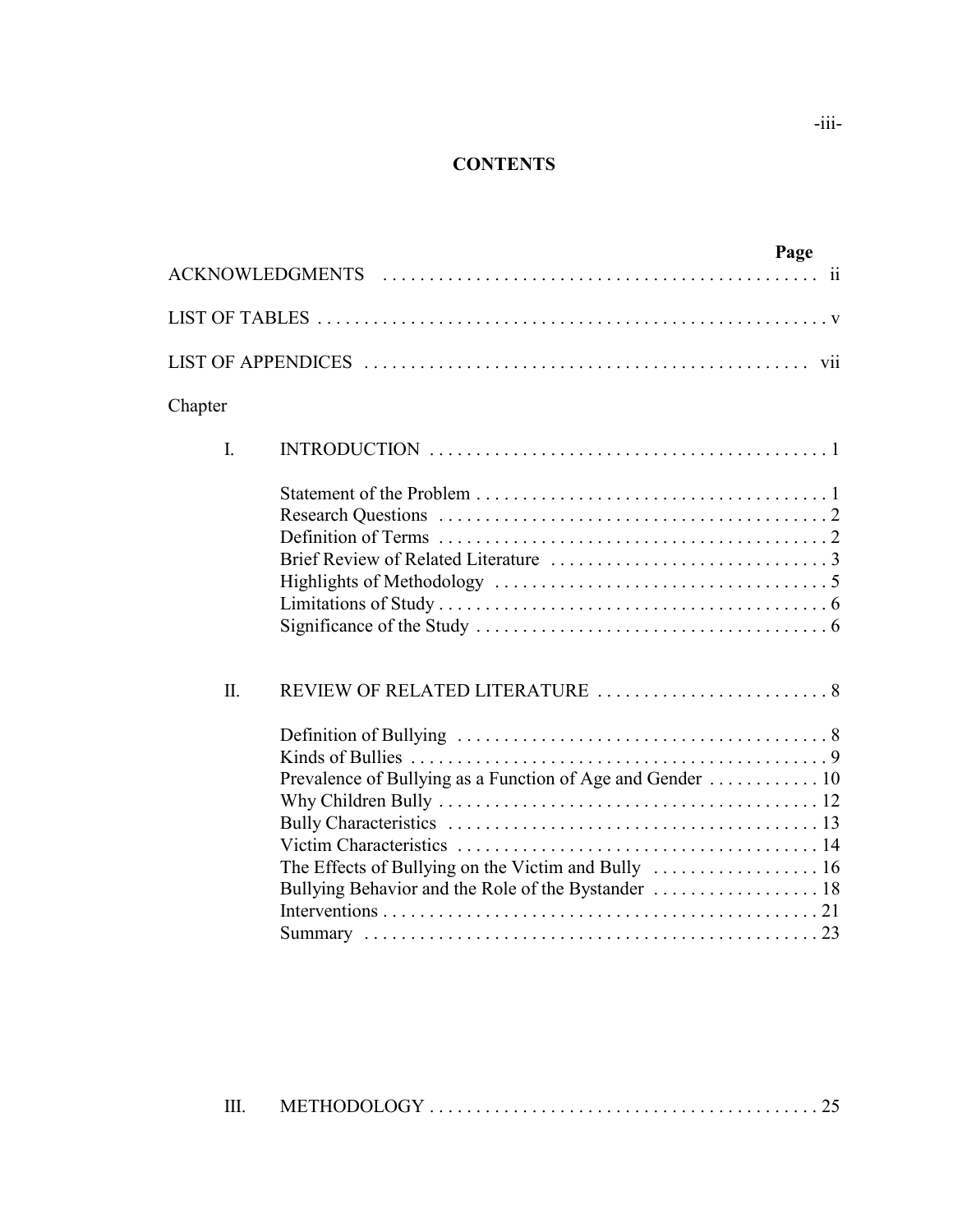## CONTENTS

| | Page |
|---|---|
| ACKNOWLEDGMENTS | ii |
| LIST OF TABLES | v |
| LIST OF APPENDICES | vii |

Chapter

| | | |
|---|---|---|
| I. | INTRODUCTION | 1 |
| | Statement of the Problem | 1 |
| | Research Questions | 2 |
| | Definition of Terms | 2 |
| | Brief Review of Related Literature | 3 |
| | Highlights of Methodology | 5 |
| | Limitations of Study | 6 |
| | Significance of the Study | 6 |
| II. | REVIEW OF RELATED LITERATURE | 8 |
| | Definition of Bullying | 8 |
| | Kinds of Bullies | 9 |
| | Prevalence of Bullying as a Function of Age and Gender | 10 |
| | Why Children Bully | 12 |
| | Bully Characteristics | 13 |
| | Victim Characteristics | 14 |
| | The Effects of Bullying on the Victim and Bully | 16 |
| | Bullying Behavior and the Role of the Bystander | 18 |
| | Interventions | 21 |
| | Summary | 23 |
| III. | METHODOLOGY | 25 |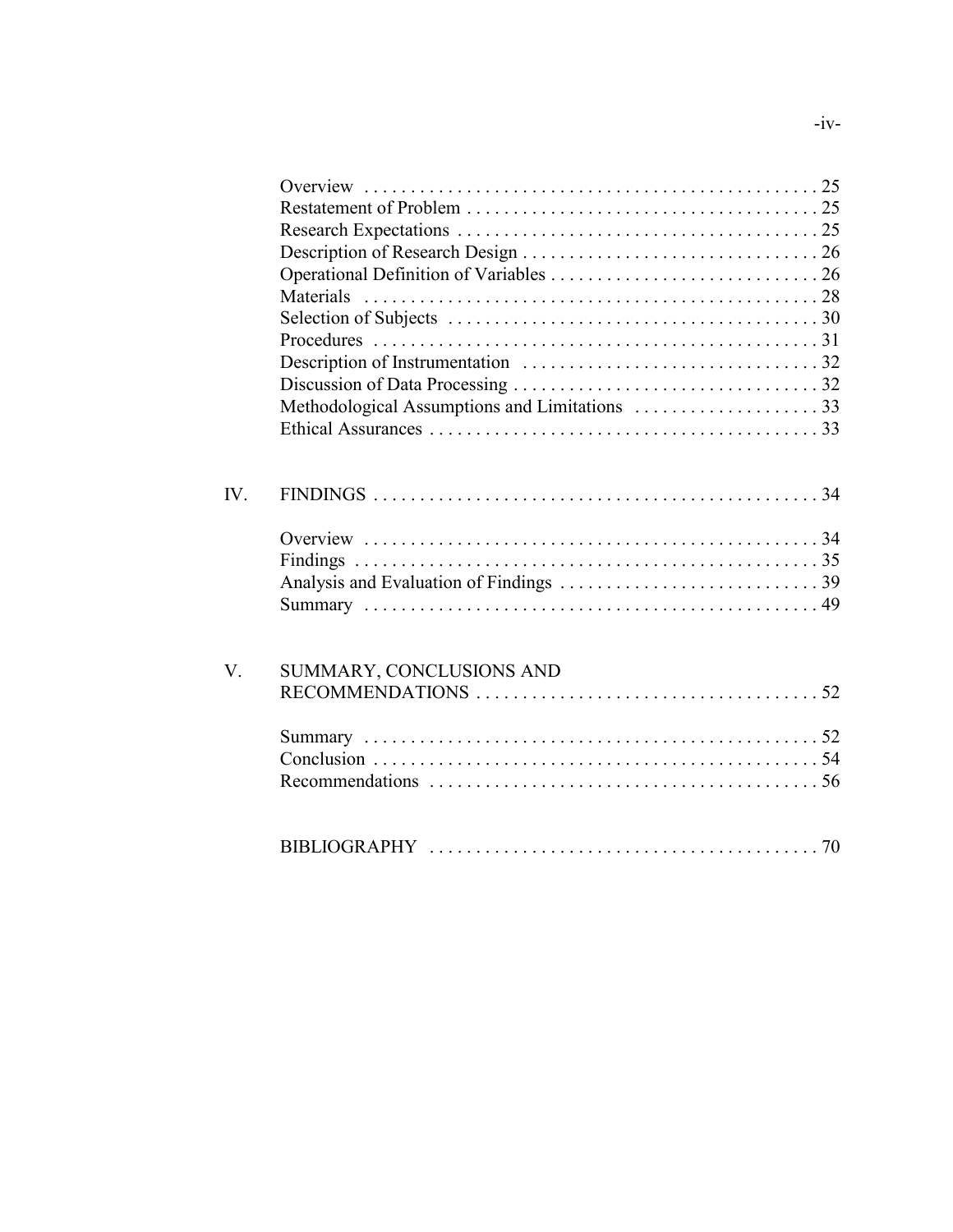Overview . . . . . . . . . . . . . . . . . . . . . . . . . . . . . . . . . . . . . . . . . . . . . . . 25
Restatement of Problem . . . . . . . . . . . . . . . . . . . . . . . . . . . . . . . . . . . . . 25
Research Expectations . . . . . . . . . . . . . . . . . . . . . . . . . . . . . . . . . . . . . . 25
Description of Research Design . . . . . . . . . . . . . . . . . . . . . . . . . . . . . . . 26
Operational Definition of Variables . . . . . . . . . . . . . . . . . . . . . . . . . . . . 26
Materials . . . . . . . . . . . . . . . . . . . . . . . . . . . . . . . . . . . . . . . . . . . . . . . 28
Selection of Subjects . . . . . . . . . . . . . . . . . . . . . . . . . . . . . . . . . . . . . . . 30
Procedures . . . . . . . . . . . . . . . . . . . . . . . . . . . . . . . . . . . . . . . . . . . . . . 31
Description of Instrumentation . . . . . . . . . . . . . . . . . . . . . . . . . . . . . . . 32
Discussion of Data Processing . . . . . . . . . . . . . . . . . . . . . . . . . . . . . . . . 32
Methodological Assumptions and Limitations . . . . . . . . . . . . . . . . . . . . 33
Ethical Assurances . . . . . . . . . . . . . . . . . . . . . . . . . . . . . . . . . . . . . . . . . 33

IV. FINDINGS . . . . . . . . . . . . . . . . . . . . . . . . . . . . . . . . . . . . . . . . . . . . . . . 34

Overview . . . . . . . . . . . . . . . . . . . . . . . . . . . . . . . . . . . . . . . . . . . . . . . 34
Findings . . . . . . . . . . . . . . . . . . . . . . . . . . . . . . . . . . . . . . . . . . . . . . . . 35
Analysis and Evaluation of Findings . . . . . . . . . . . . . . . . . . . . . . . . . . . 39
Summary . . . . . . . . . . . . . . . . . . . . . . . . . . . . . . . . . . . . . . . . . . . . . . . . 49

V. SUMMARY, CONCLUSIONS AND RECOMMENDATIONS . . . . . . . . . . . . . . . . . . . . . . . . . . . . . . . . . . . . 52

Summary . . . . . . . . . . . . . . . . . . . . . . . . . . . . . . . . . . . . . . . . . . . . . . . . 52
Conclusion . . . . . . . . . . . . . . . . . . . . . . . . . . . . . . . . . . . . . . . . . . . . . . . 54
Recommendations . . . . . . . . . . . . . . . . . . . . . . . . . . . . . . . . . . . . . . . . . 56

BIBLIOGRAPHY . . . . . . . . . . . . . . . . . . . . . . . . . . . . . . . . . . . . . . . . . . 70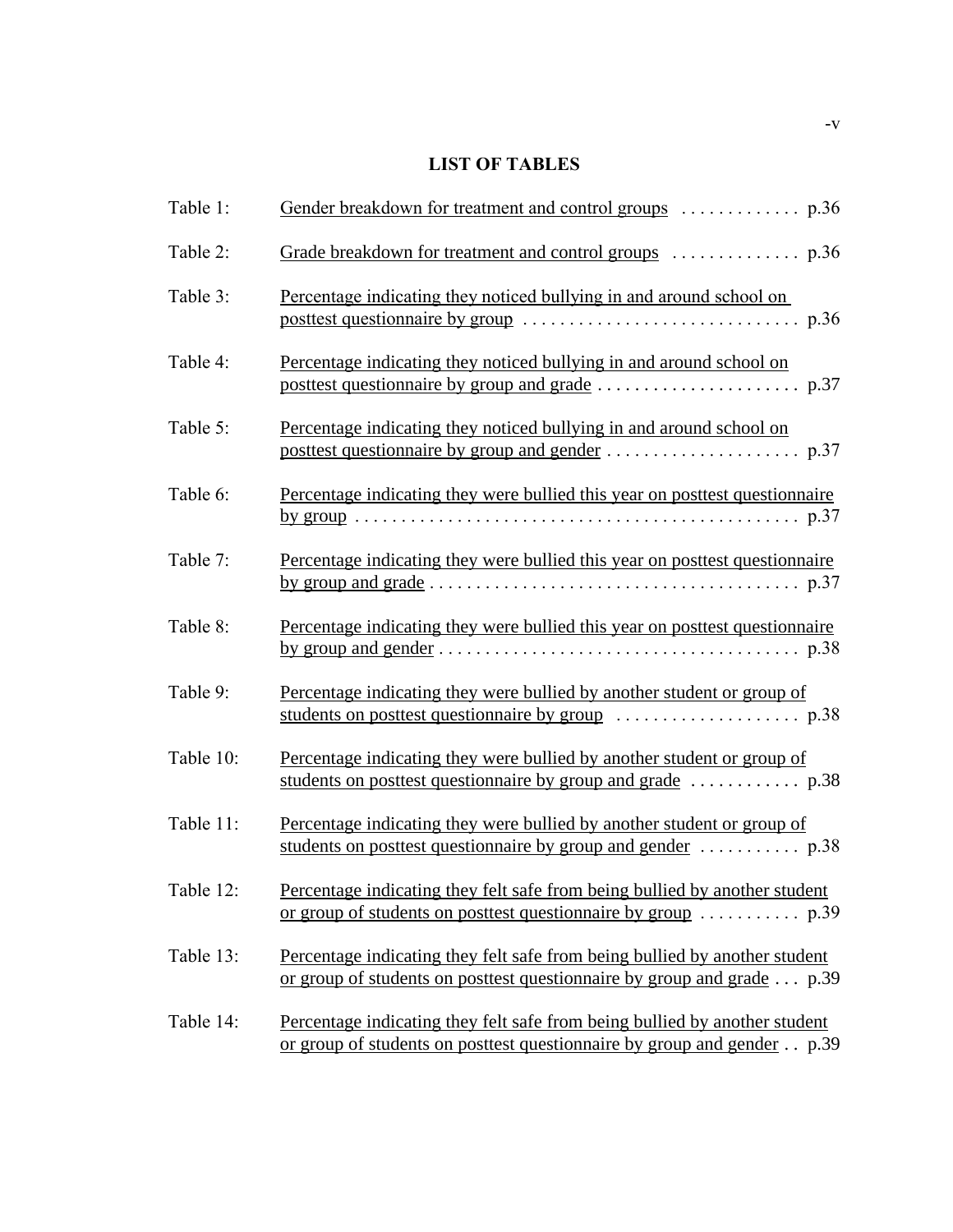## LIST OF TABLES

Table 1: Gender breakdown for treatment and control groups . . . . . . . . . . . . . p.36

Table 2: Grade breakdown for treatment and control groups . . . . . . . . . . . . . . p.36

Table 3: Percentage indicating they noticed bullying in and around school on posttest questionnaire by group . . . . . . . . . . . . . . . . . . . . . . . . . . . . . . p.36

Table 4: Percentage indicating they noticed bullying in and around school on posttest questionnaire by group and grade . . . . . . . . . . . . . . . . . . . . . . p.37

Table 5: Percentage indicating they noticed bullying in and around school on posttest questionnaire by group and gender . . . . . . . . . . . . . . . . . . . . . p.37

Table 6: Percentage indicating they were bullied this year on posttest questionnaire by group . . . . . . . . . . . . . . . . . . . . . . . . . . . . . . . . . . . . . . . . . . . . . . p.37

Table 7: Percentage indicating they were bullied this year on posttest questionnaire by group and grade . . . . . . . . . . . . . . . . . . . . . . . . . . . . . . . . . . . . . . . p.37

Table 8: Percentage indicating they were bullied this year on posttest questionnaire by group and gender . . . . . . . . . . . . . . . . . . . . . . . . . . . . . . . . . . . . . . p.38

Table 9: Percentage indicating they were bullied by another student or group of students on posttest questionnaire by group . . . . . . . . . . . . . . . . . . . . p.38

Table 10: Percentage indicating they were bullied by another student or group of students on posttest questionnaire by group and grade . . . . . . . . . . . . p.38

Table 11: Percentage indicating they were bullied by another student or group of students on posttest questionnaire by group and gender . . . . . . . . . . . p.38

Table 12: Percentage indicating they felt safe from being bullied by another student or group of students on posttest questionnaire by group . . . . . . . . . . . p.39

Table 13: Percentage indicating they felt safe from being bullied by another student or group of students on posttest questionnaire by group and grade . . . p.39

Table 14: Percentage indicating they felt safe from being bullied by another student or group of students on posttest questionnaire by group and gender . . p.39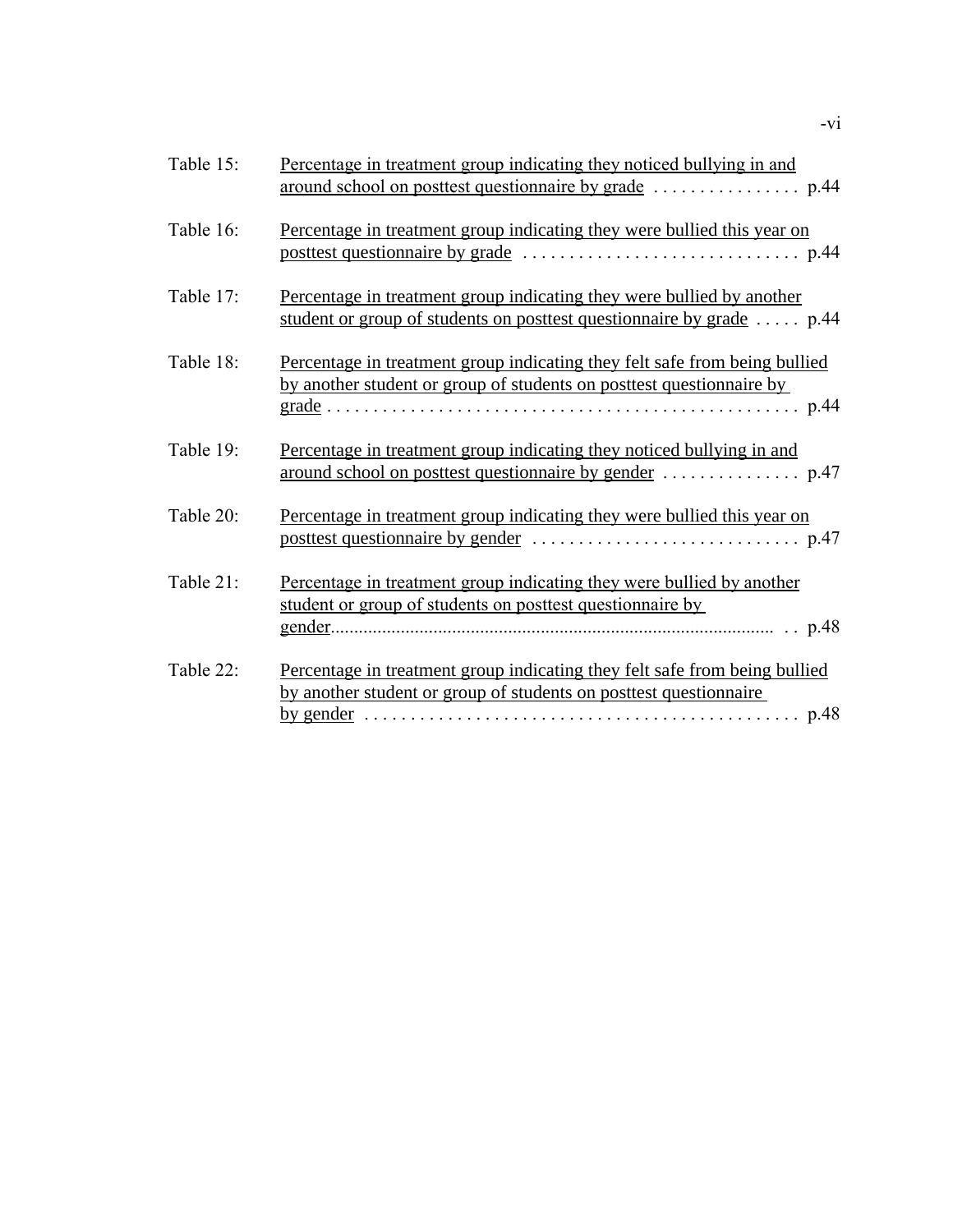Table 15: Percentage in treatment group indicating they noticed bullying in and around school on posttest questionnaire by grade . . . . . . . . . . . . . . . . p.44

Table 16: Percentage in treatment group indicating they were bullied this year on posttest questionnaire by grade . . . . . . . . . . . . . . . . . . . . . . . . . . . . . . p.44

Table 17: Percentage in treatment group indicating they were bullied by another student or group of students on posttest questionnaire by grade . . . . . p.44

Table 18: Percentage in treatment group indicating they felt safe from being bullied by another student or group of students on posttest questionnaire by grade . . . . . . . . . . . . . . . . . . . . . . . . . . . . . . . . . . . . . . . . . . . . . . . . . . . p.44

Table 19: Percentage in treatment group indicating they noticed bullying in and around school on posttest questionnaire by gender . . . . . . . . . . . . . . . p.47

Table 20: Percentage in treatment group indicating they were bullied this year on posttest questionnaire by gender . . . . . . . . . . . . . . . . . . . . . . . . . . . . . p.47

Table 21: Percentage in treatment group indicating they were bullied by another student or group of students on posttest questionnaire by gender. . . . . . . . . . . . . . . . . . . . . . . . . . . . . . . . . . . . . . . . . . . . . . . . . . . . . . . . . . . . . . p.48

Table 22: Percentage in treatment group indicating they felt safe from being bullied by another student or group of students on posttest questionnaire by gender . . . . . . . . . . . . . . . . . . . . . . . . . . . . . . . . . . . . . . . . . . . . . . . p.48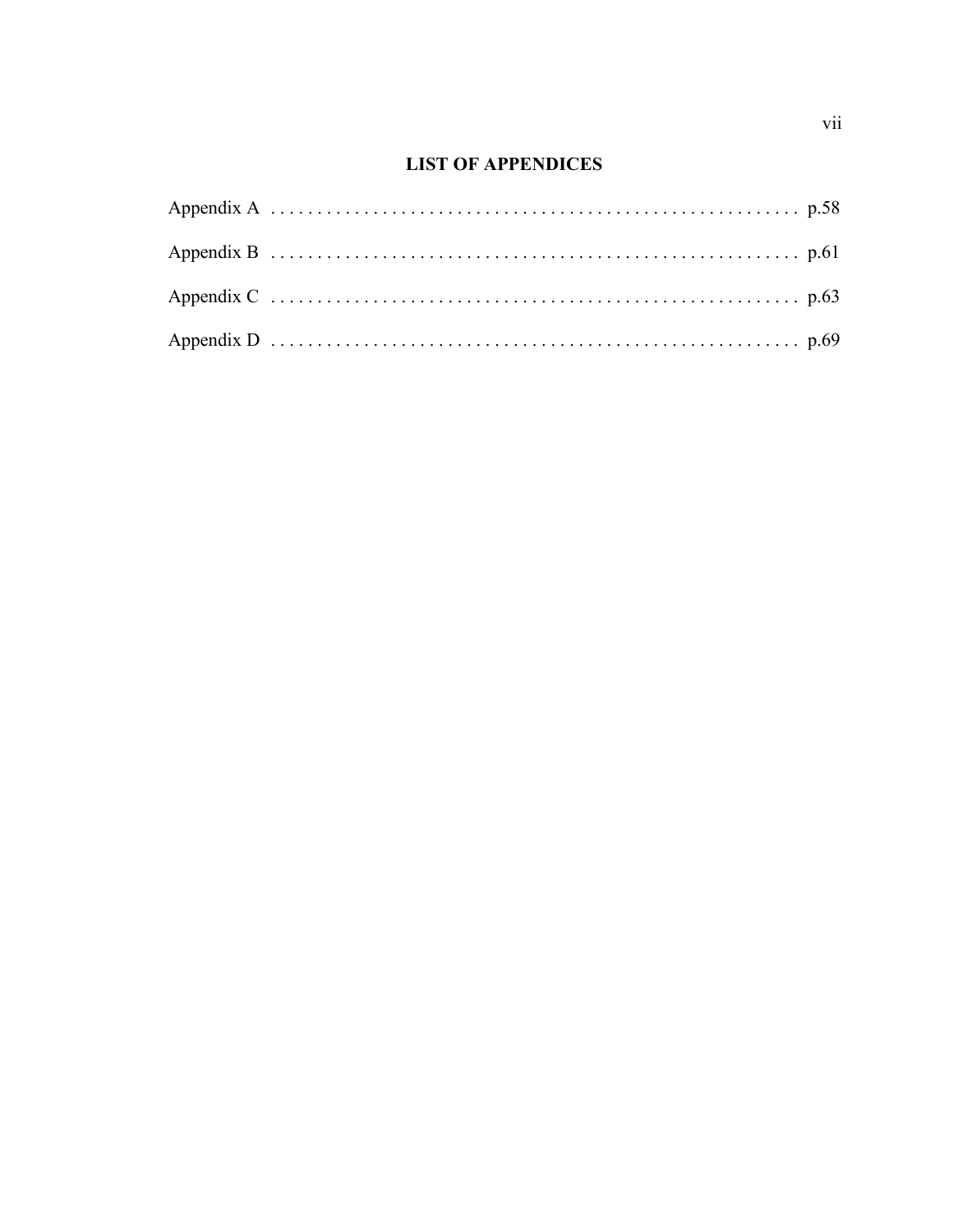## LIST OF APPENDICES

Appendix A . . . . . . . . . . . . . . . . . . . . . . . . . . . . . . . . . . . . . . . . . . . . . . . . . . . . . . . . p.58

Appendix B . . . . . . . . . . . . . . . . . . . . . . . . . . . . . . . . . . . . . . . . . . . . . . . . . . . . . . . . p.61

Appendix C . . . . . . . . . . . . . . . . . . . . . . . . . . . . . . . . . . . . . . . . . . . . . . . . . . . . . . . . p.63

Appendix D . . . . . . . . . . . . . . . . . . . . . . . . . . . . . . . . . . . . . . . . . . . . . . . . . . . . . . . . p.69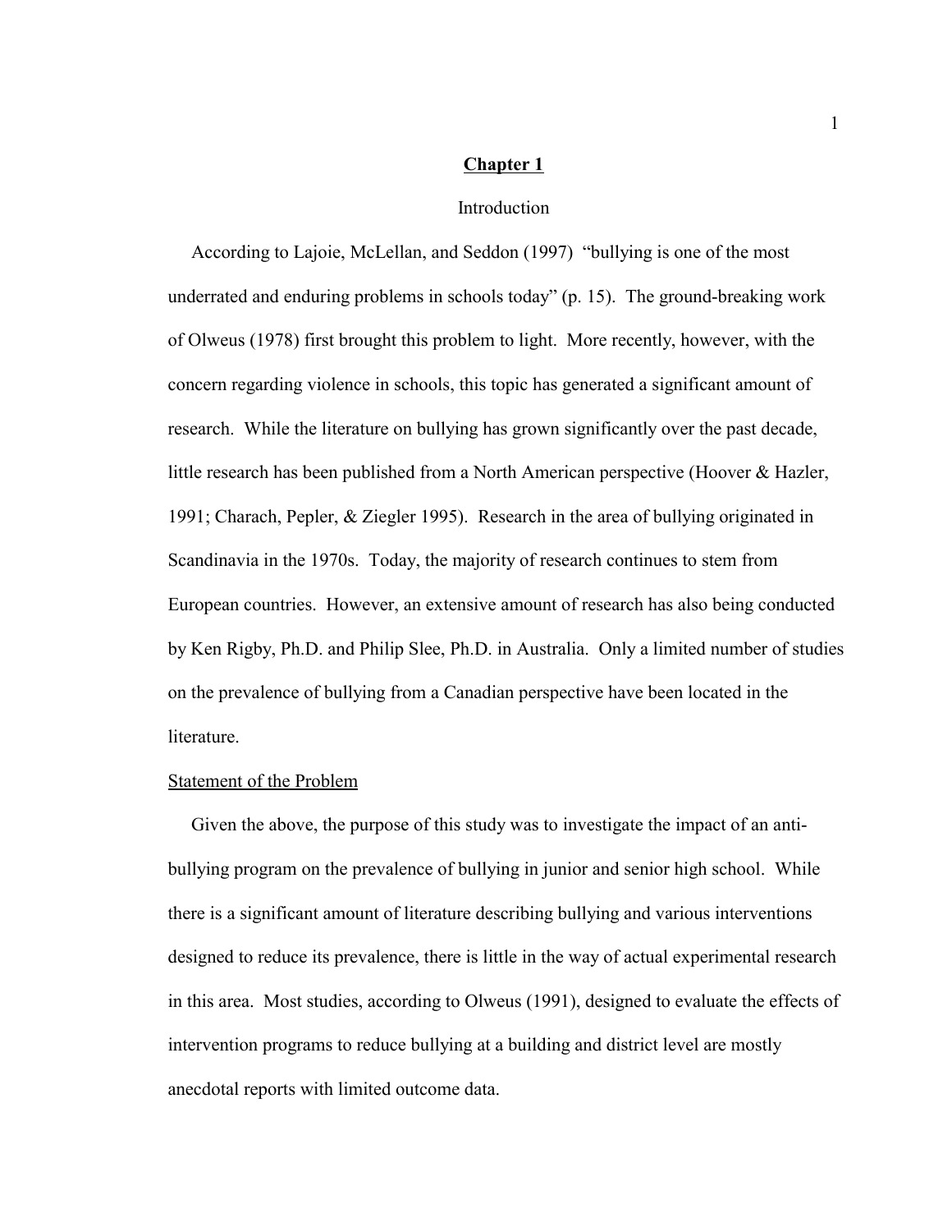# Chapter 1

## Introduction

According to Lajoie, McLellan, and Seddon (1997) "bullying is one of the most underrated and enduring problems in schools today" (p. 15). The ground-breaking work of Olweus (1978) first brought this problem to light. More recently, however, with the concern regarding violence in schools, this topic has generated a significant amount of research. While the literature on bullying has grown significantly over the past decade, little research has been published from a North American perspective (Hoover & Hazler, 1991; Charach, Pepler, & Ziegler 1995). Research in the area of bullying originated in Scandinavia in the 1970s. Today, the majority of research continues to stem from European countries. However, an extensive amount of research has also being conducted by Ken Rigby, Ph.D. and Philip Slee, Ph.D. in Australia. Only a limited number of studies on the prevalence of bullying from a Canadian perspective have been located in the literature.

### Statement of the Problem

Given the above, the purpose of this study was to investigate the impact of an anti-bullying program on the prevalence of bullying in junior and senior high school. While there is a significant amount of literature describing bullying and various interventions designed to reduce its prevalence, there is little in the way of actual experimental research in this area. Most studies, according to Olweus (1991), designed to evaluate the effects of intervention programs to reduce bullying at a building and district level are mostly anecdotal reports with limited outcome data.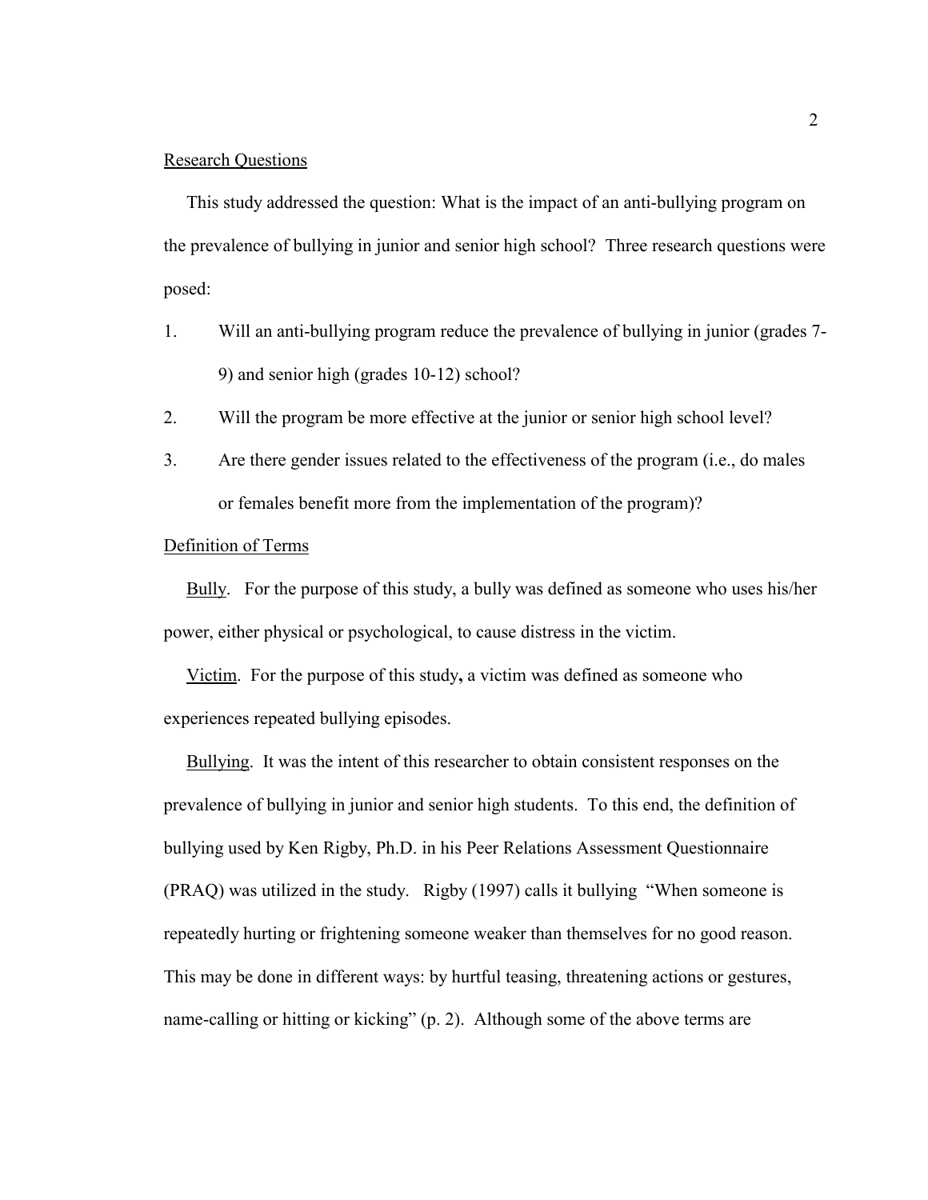Research Questions

This study addressed the question: What is the impact of an anti-bullying program on the prevalence of bullying in junior and senior high school? Three research questions were posed:

1. Will an anti-bullying program reduce the prevalence of bullying in junior (grades 7-9) and senior high (grades 10-12) school?
2. Will the program be more effective at the junior or senior high school level?
3. Are there gender issues related to the effectiveness of the program (i.e., do males or females benefit more from the implementation of the program)?

Definition of Terms

Bully. For the purpose of this study, a bully was defined as someone who uses his/her power, either physical or psychological, to cause distress in the victim.

Victim. For the purpose of this study**,** a victim was defined as someone who experiences repeated bullying episodes.

Bullying. It was the intent of this researcher to obtain consistent responses on the prevalence of bullying in junior and senior high students. To this end, the definition of bullying used by Ken Rigby, Ph.D. in his Peer Relations Assessment Questionnaire (PRAQ) was utilized in the study. Rigby (1997) calls it bullying "When someone is repeatedly hurting or frightening someone weaker than themselves for no good reason. This may be done in different ways: by hurtful teasing, threatening actions or gestures, name-calling or hitting or kicking" (p. 2). Although some of the above terms are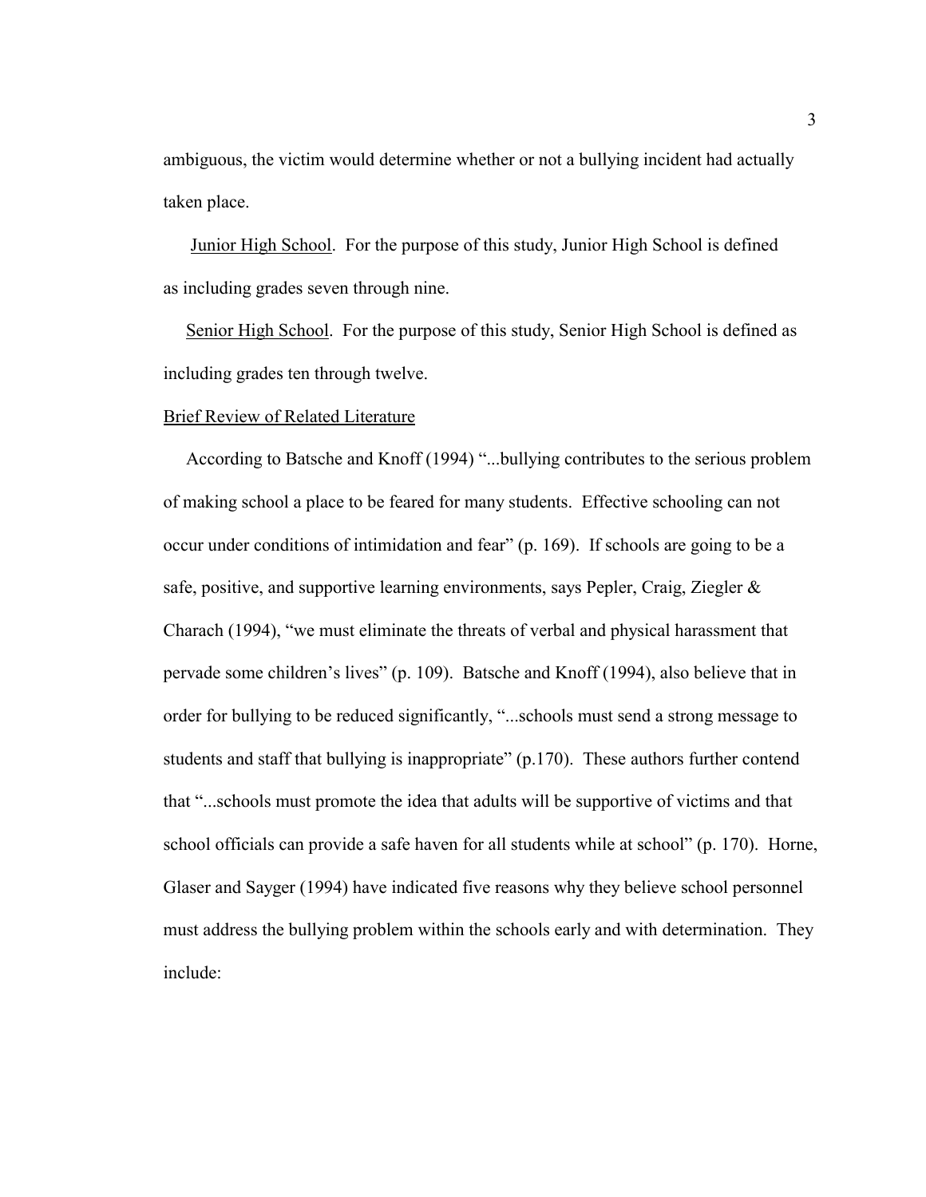ambiguous, the victim would determine whether or not a bullying incident had actually taken place.

Junior High School. For the purpose of this study, Junior High School is defined as including grades seven through nine.

Senior High School. For the purpose of this study, Senior High School is defined as including grades ten through twelve.

## Brief Review of Related Literature

According to Batsche and Knoff (1994) "...bullying contributes to the serious problem of making school a place to be feared for many students. Effective schooling can not occur under conditions of intimidation and fear" (p. 169). If schools are going to be a safe, positive, and supportive learning environments, says Pepler, Craig, Ziegler & Charach (1994), "we must eliminate the threats of verbal and physical harassment that pervade some children's lives" (p. 109). Batsche and Knoff (1994), also believe that in order for bullying to be reduced significantly, "...schools must send a strong message to students and staff that bullying is inappropriate" (p.170). These authors further contend that "...schools must promote the idea that adults will be supportive of victims and that school officials can provide a safe haven for all students while at school" (p. 170). Horne, Glaser and Sayger (1994) have indicated five reasons why they believe school personnel must address the bullying problem within the schools early and with determination. They include: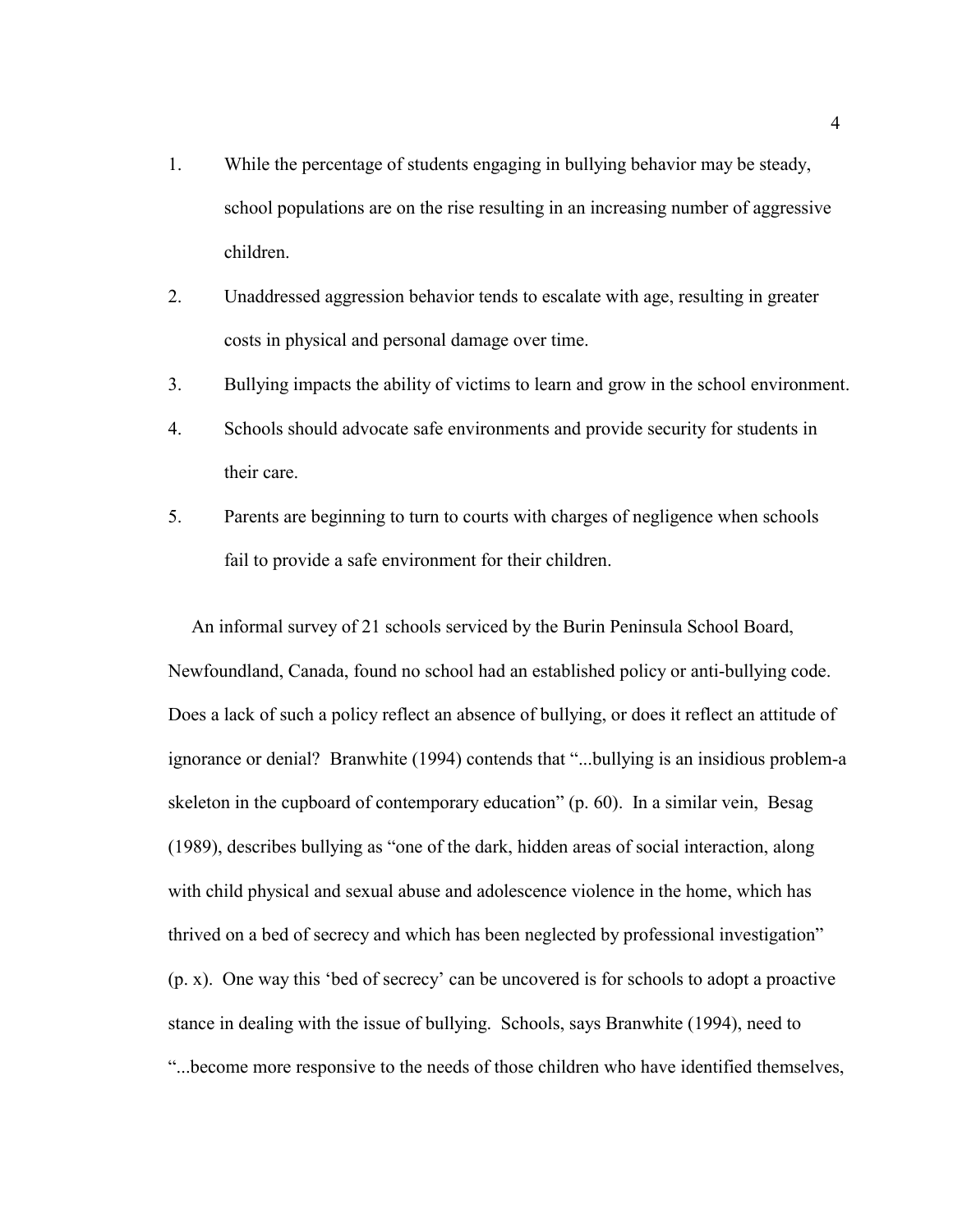1. While the percentage of students engaging in bullying behavior may be steady, school populations are on the rise resulting in an increasing number of aggressive children.
2. Unaddressed aggression behavior tends to escalate with age, resulting in greater costs in physical and personal damage over time.
3. Bullying impacts the ability of victims to learn and grow in the school environment.
4. Schools should advocate safe environments and provide security for students in their care.
5. Parents are beginning to turn to courts with charges of negligence when schools fail to provide a safe environment for their children.

An informal survey of 21 schools serviced by the Burin Peninsula School Board, Newfoundland, Canada, found no school had an established policy or anti-bullying code. Does a lack of such a policy reflect an absence of bullying, or does it reflect an attitude of ignorance or denial? Branwhite (1994) contends that "...bullying is an insidious problem-a skeleton in the cupboard of contemporary education" (p. 60). In a similar vein, Besag (1989), describes bullying as "one of the dark, hidden areas of social interaction, along with child physical and sexual abuse and adolescence violence in the home, which has thrived on a bed of secrecy and which has been neglected by professional investigation" (p. x). One way this 'bed of secrecy' can be uncovered is for schools to adopt a proactive stance in dealing with the issue of bullying. Schools, says Branwhite (1994), need to "...become more responsive to the needs of those children who have identified themselves,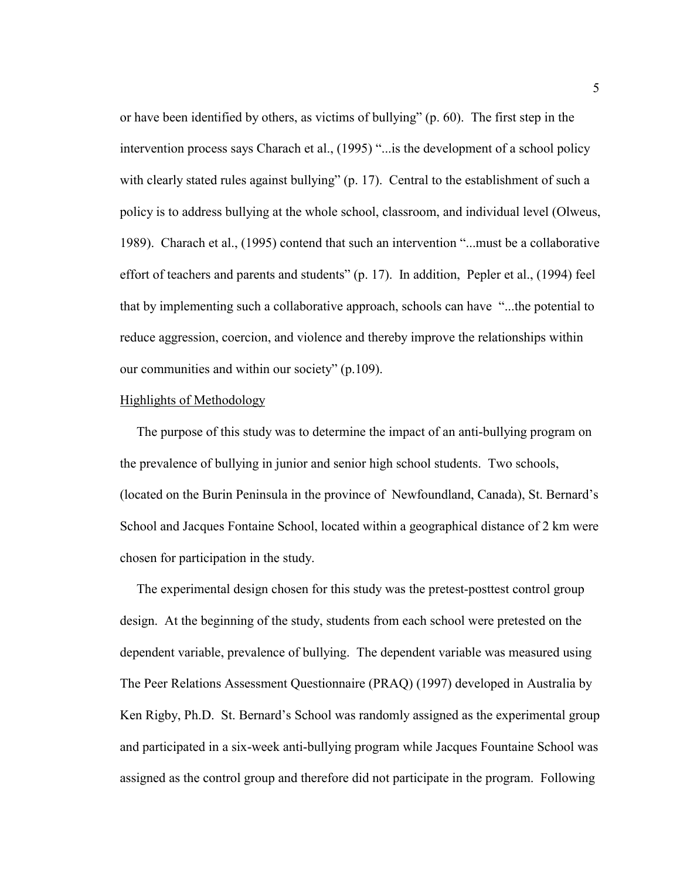or have been identified by others, as victims of bullying" (p. 60). The first step in the intervention process says Charach et al., (1995) "...is the development of a school policy with clearly stated rules against bullying" (p. 17). Central to the establishment of such a policy is to address bullying at the whole school, classroom, and individual level (Olweus, 1989). Charach et al., (1995) contend that such an intervention "...must be a collaborative effort of teachers and parents and students" (p. 17). In addition, Pepler et al., (1994) feel that by implementing such a collaborative approach, schools can have "...the potential to reduce aggression, coercion, and violence and thereby improve the relationships within our communities and within our society" (p.109).

## Highlights of Methodology

The purpose of this study was to determine the impact of an anti-bullying program on the prevalence of bullying in junior and senior high school students. Two schools, (located on the Burin Peninsula in the province of Newfoundland, Canada), St. Bernard's School and Jacques Fontaine School, located within a geographical distance of 2 km were chosen for participation in the study.

The experimental design chosen for this study was the pretest-posttest control group design. At the beginning of the study, students from each school were pretested on the dependent variable, prevalence of bullying. The dependent variable was measured using The Peer Relations Assessment Questionnaire (PRAQ) (1997) developed in Australia by Ken Rigby, Ph.D. St. Bernard's School was randomly assigned as the experimental group and participated in a six-week anti-bullying program while Jacques Fountaine School was assigned as the control group and therefore did not participate in the program. Following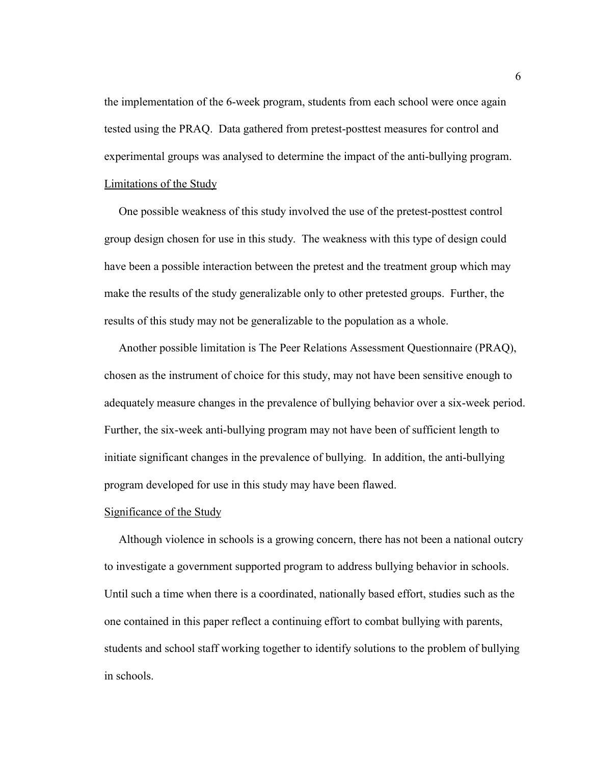the implementation of the 6-week program, students from each school were once again tested using the PRAQ. Data gathered from pretest-posttest measures for control and experimental groups was analysed to determine the impact of the anti-bullying program.

## Limitations of the Study

One possible weakness of this study involved the use of the pretest-posttest control group design chosen for use in this study. The weakness with this type of design could have been a possible interaction between the pretest and the treatment group which may make the results of the study generalizable only to other pretested groups. Further, the results of this study may not be generalizable to the population as a whole.

Another possible limitation is The Peer Relations Assessment Questionnaire (PRAQ), chosen as the instrument of choice for this study, may not have been sensitive enough to adequately measure changes in the prevalence of bullying behavior over a six-week period. Further, the six-week anti-bullying program may not have been of sufficient length to initiate significant changes in the prevalence of bullying. In addition, the anti-bullying program developed for use in this study may have been flawed.

## Significance of the Study

Although violence in schools is a growing concern, there has not been a national outcry to investigate a government supported program to address bullying behavior in schools. Until such a time when there is a coordinated, nationally based effort, studies such as the one contained in this paper reflect a continuing effort to combat bullying with parents, students and school staff working together to identify solutions to the problem of bullying in schools.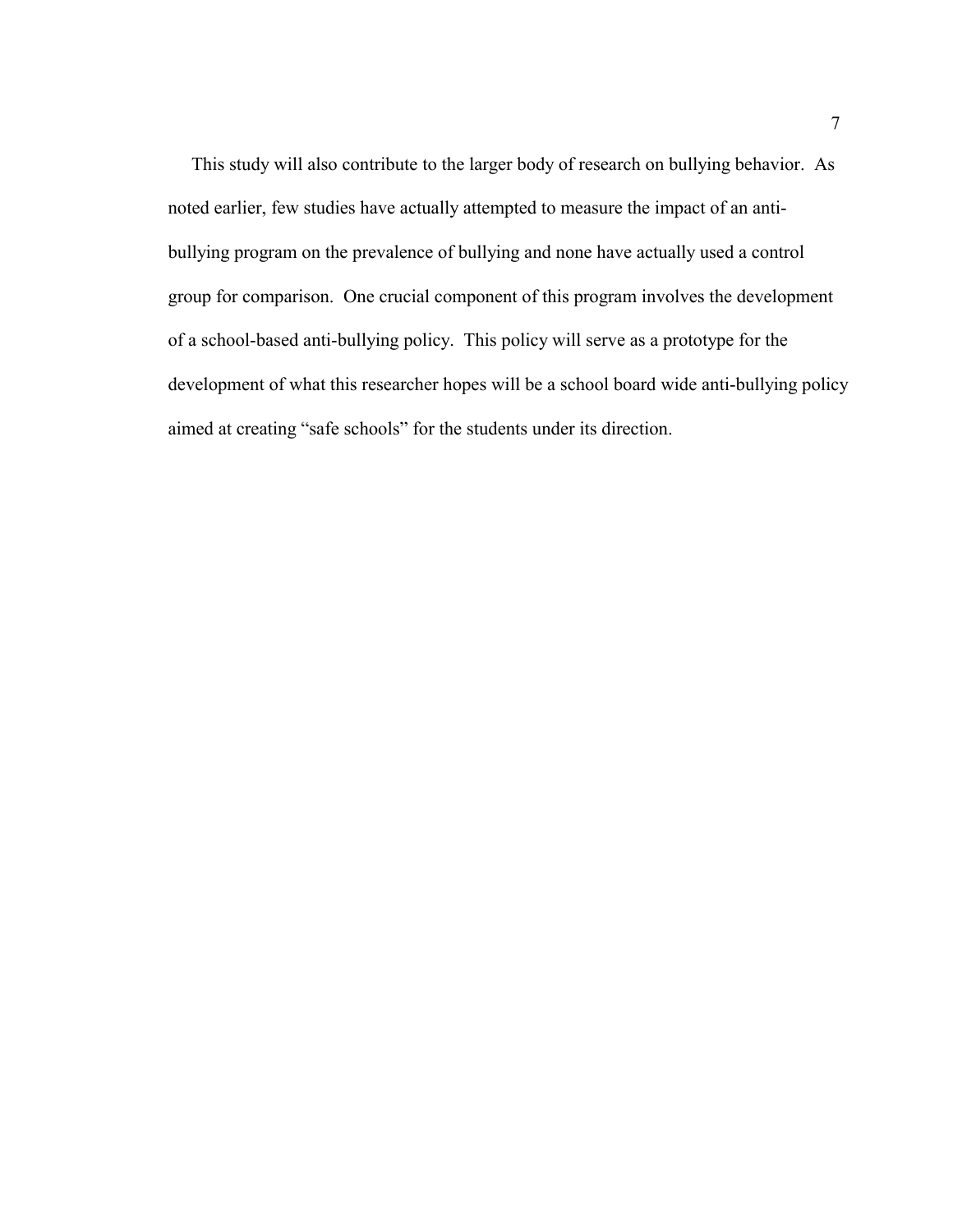This study will also contribute to the larger body of research on bullying behavior. As noted earlier, few studies have actually attempted to measure the impact of an anti-bullying program on the prevalence of bullying and none have actually used a control group for comparison. One crucial component of this program involves the development of a school-based anti-bullying policy. This policy will serve as a prototype for the development of what this researcher hopes will be a school board wide anti-bullying policy aimed at creating "safe schools" for the students under its direction.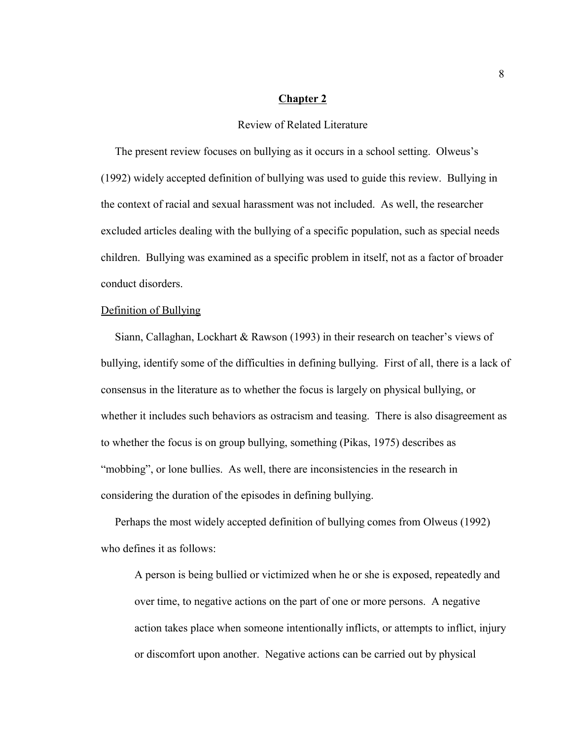# Chapter 2

## Review of Related Literature

The present review focuses on bullying as it occurs in a school setting. Olweus's (1992) widely accepted definition of bullying was used to guide this review. Bullying in the context of racial and sexual harassment was not included. As well, the researcher excluded articles dealing with the bullying of a specific population, such as special needs children. Bullying was examined as a specific problem in itself, not as a factor of broader conduct disorders.

### Definition of Bullying

Siann, Callaghan, Lockhart & Rawson (1993) in their research on teacher's views of bullying, identify some of the difficulties in defining bullying. First of all, there is a lack of consensus in the literature as to whether the focus is largely on physical bullying, or whether it includes such behaviors as ostracism and teasing. There is also disagreement as to whether the focus is on group bullying, something (Pikas, 1975) describes as "mobbing", or lone bullies. As well, there are inconsistencies in the research in considering the duration of the episodes in defining bullying.

Perhaps the most widely accepted definition of bullying comes from Olweus (1992) who defines it as follows:

> A person is being bullied or victimized when he or she is exposed, repeatedly and over time, to negative actions on the part of one or more persons. A negative action takes place when someone intentionally inflicts, or attempts to inflict, injury or discomfort upon another. Negative actions can be carried out by physical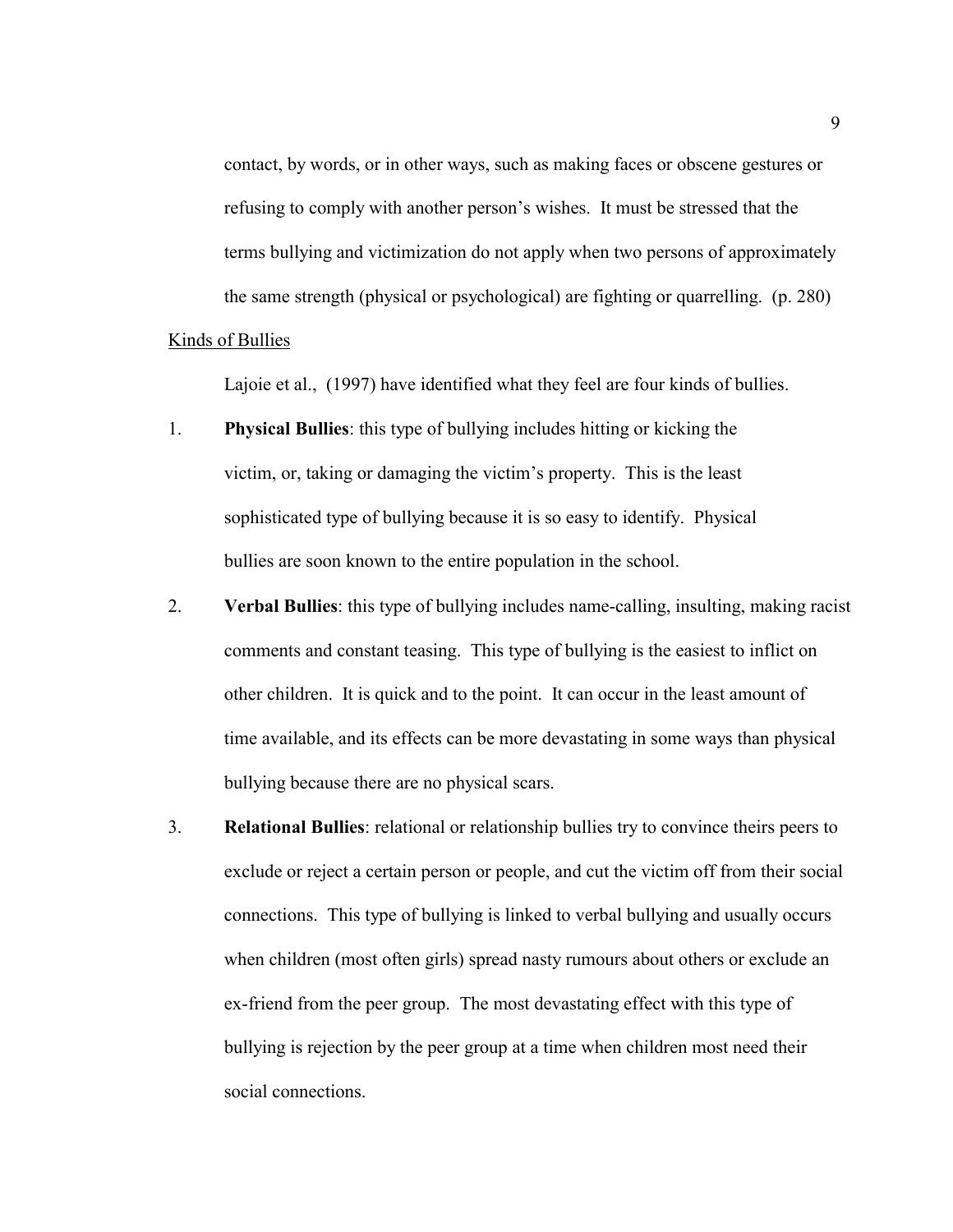contact, by words, or in other ways, such as making faces or obscene gestures or refusing to comply with another person's wishes. It must be stressed that the terms bullying and victimization do not apply when two persons of approximately the same strength (physical or psychological) are fighting or quarrelling. (p. 280)

Kinds of Bullies

Lajoie et al., (1997) have identified what they feel are four kinds of bullies.

1. **Physical Bullies**: this type of bullying includes hitting or kicking the victim, or, taking or damaging the victim's property. This is the least sophisticated type of bullying because it is so easy to identify. Physical bullies are soon known to the entire population in the school.

2. **Verbal Bullies**: this type of bullying includes name-calling, insulting, making racist comments and constant teasing. This type of bullying is the easiest to inflict on other children. It is quick and to the point. It can occur in the least amount of time available, and its effects can be more devastating in some ways than physical bullying because there are no physical scars.

3. **Relational Bullies**: relational or relationship bullies try to convince theirs peers to exclude or reject a certain person or people, and cut the victim off from their social connections. This type of bullying is linked to verbal bullying and usually occurs when children (most often girls) spread nasty rumours about others or exclude an ex-friend from the peer group. The most devastating effect with this type of bullying is rejection by the peer group at a time when children most need their social connections.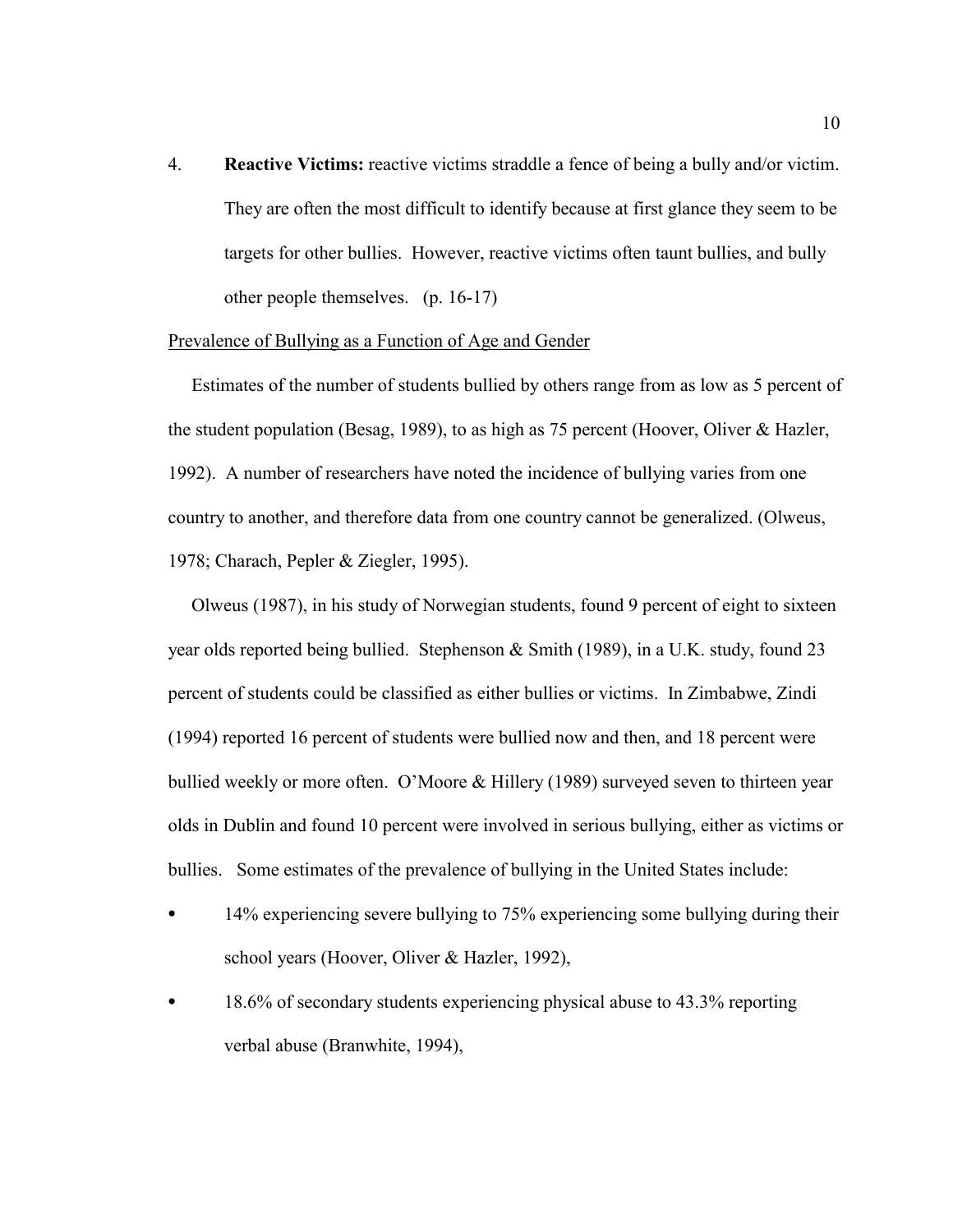4. **Reactive Victims:** reactive victims straddle a fence of being a bully and/or victim. They are often the most difficult to identify because at first glance they seem to be targets for other bullies. However, reactive victims often taunt bullies, and bully other people themselves. (p. 16-17)

<u>Prevalence of Bullying as a Function of Age and Gender</u>

Estimates of the number of students bullied by others range from as low as 5 percent of the student population (Besag, 1989), to as high as 75 percent (Hoover, Oliver & Hazler, 1992). A number of researchers have noted the incidence of bullying varies from one country to another, and therefore data from one country cannot be generalized. (Olweus, 1978; Charach, Pepler & Ziegler, 1995).

Olweus (1987), in his study of Norwegian students, found 9 percent of eight to sixteen year olds reported being bullied. Stephenson & Smith (1989), in a U.K. study, found 23 percent of students could be classified as either bullies or victims. In Zimbabwe, Zindi (1994) reported 16 percent of students were bullied now and then, and 18 percent were bullied weekly or more often. O'Moore & Hillery (1989) surveyed seven to thirteen year olds in Dublin and found 10 percent were involved in serious bullying, either as victims or bullies. Some estimates of the prevalence of bullying in the United States include:

- 14% experiencing severe bullying to 75% experiencing some bullying during their school years (Hoover, Oliver & Hazler, 1992),
- 18.6% of secondary students experiencing physical abuse to 43.3% reporting verbal abuse (Branwhite, 1994),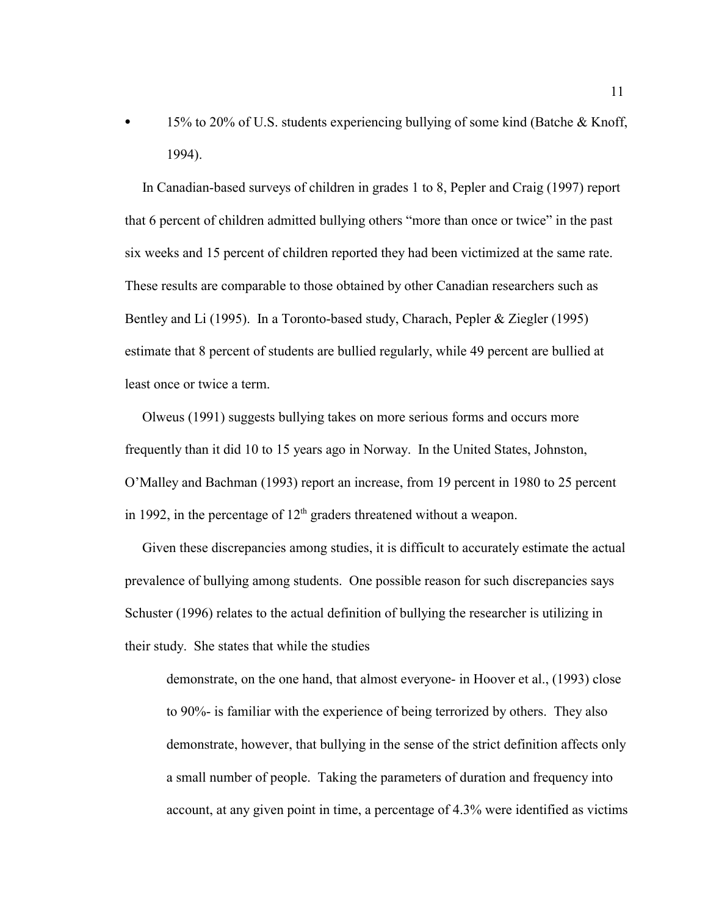- 15% to 20% of U.S. students experiencing bullying of some kind (Batche & Knoff, 1994).

In Canadian-based surveys of children in grades 1 to 8, Pepler and Craig (1997) report that 6 percent of children admitted bullying others “more than once or twice” in the past six weeks and 15 percent of children reported they had been victimized at the same rate. These results are comparable to those obtained by other Canadian researchers such as Bentley and Li (1995). In a Toronto-based study, Charach, Pepler & Ziegler (1995) estimate that 8 percent of students are bullied regularly, while 49 percent are bullied at least once or twice a term.

Olweus (1991) suggests bullying takes on more serious forms and occurs more frequently than it did 10 to 15 years ago in Norway. In the United States, Johnston, O’Malley and Bachman (1993) report an increase, from 19 percent in 1980 to 25 percent in 1992, in the percentage of 12th graders threatened without a weapon.

Given these discrepancies among studies, it is difficult to accurately estimate the actual prevalence of bullying among students. One possible reason for such discrepancies says Schuster (1996) relates to the actual definition of bullying the researcher is utilizing in their study. She states that while the studies

> demonstrate, on the one hand, that almost everyone- in Hoover et al., (1993) close to 90%- is familiar with the experience of being terrorized by others. They also demonstrate, however, that bullying in the sense of the strict definition affects only a small number of people. Taking the parameters of duration and frequency into account, at any given point in time, a percentage of 4.3% were identified as victims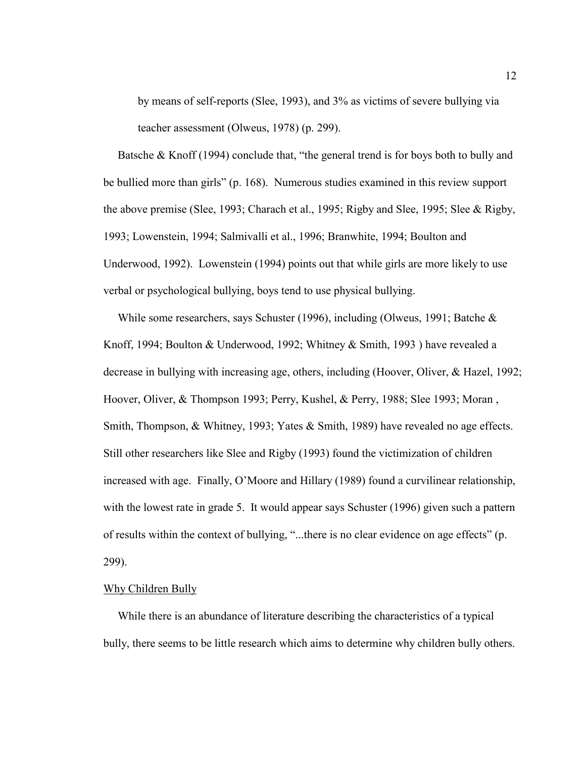by means of self-reports (Slee, 1993), and 3% as victims of severe bullying via teacher assessment (Olweus, 1978) (p. 299).

Batsche & Knoff (1994) conclude that, "the general trend is for boys both to bully and be bullied more than girls" (p. 168). Numerous studies examined in this review support the above premise (Slee, 1993; Charach et al., 1995; Rigby and Slee, 1995; Slee & Rigby, 1993; Lowenstein, 1994; Salmivalli et al., 1996; Branwhite, 1994; Boulton and Underwood, 1992). Lowenstein (1994) points out that while girls are more likely to use verbal or psychological bullying, boys tend to use physical bullying.

While some researchers, says Schuster (1996), including (Olweus, 1991; Batche & Knoff, 1994; Boulton & Underwood, 1992; Whitney & Smith, 1993 ) have revealed a decrease in bullying with increasing age, others, including (Hoover, Oliver, & Hazel, 1992; Hoover, Oliver, & Thompson 1993; Perry, Kushel, & Perry, 1988; Slee 1993; Moran , Smith, Thompson, & Whitney, 1993; Yates & Smith, 1989) have revealed no age effects. Still other researchers like Slee and Rigby (1993) found the victimization of children increased with age. Finally, O'Moore and Hillary (1989) found a curvilinear relationship, with the lowest rate in grade 5. It would appear says Schuster (1996) given such a pattern of results within the context of bullying, "...there is no clear evidence on age effects" (p. 299).

Why Children Bully

While there is an abundance of literature describing the characteristics of a typical bully, there seems to be little research which aims to determine why children bully others.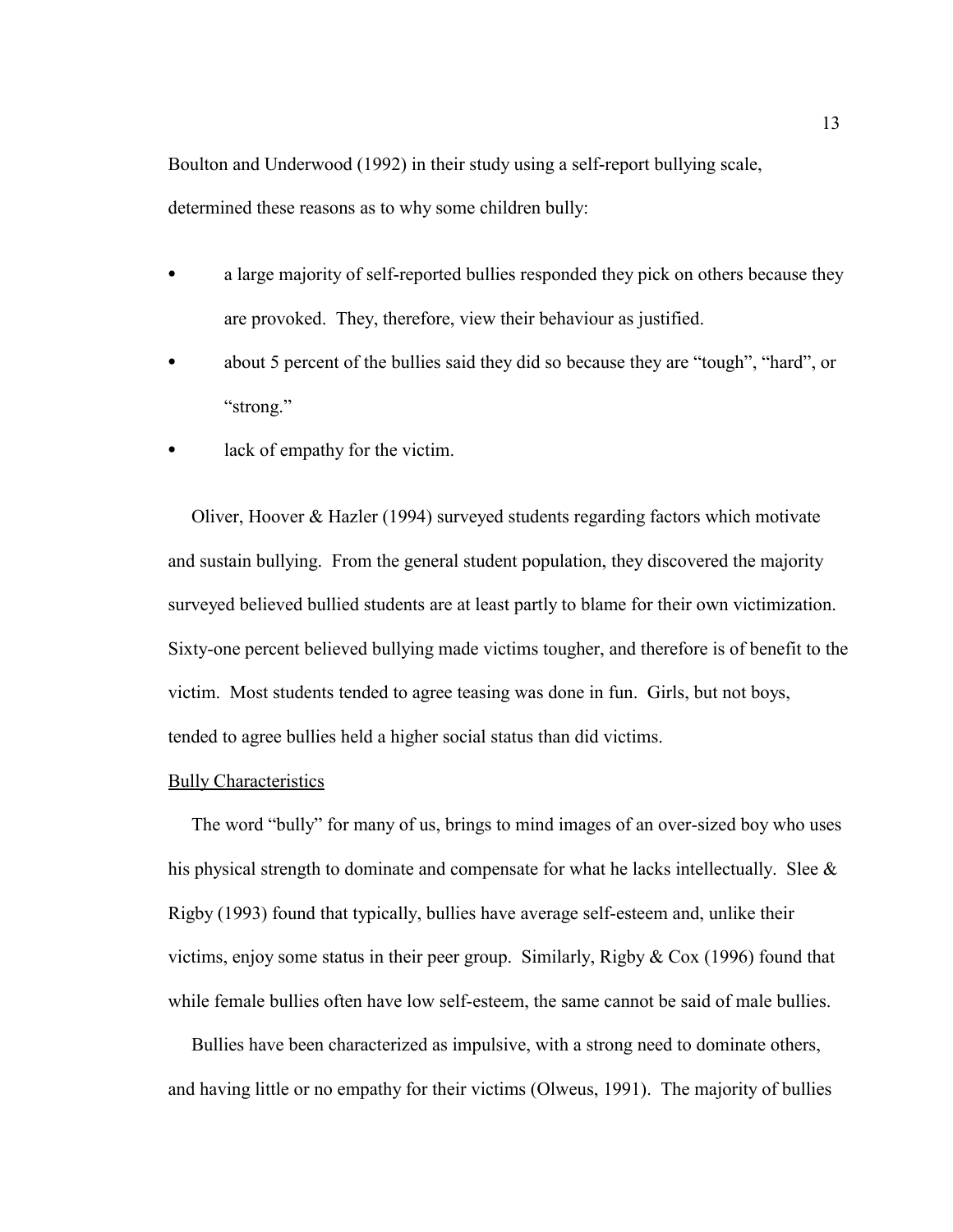Boulton and Underwood (1992) in their study using a self-report bullying scale, determined these reasons as to why some children bully:

- a large majority of self-reported bullies responded they pick on others because they are provoked. They, therefore, view their behaviour as justified.
- about 5 percent of the bullies said they did so because they are "tough", "hard", or "strong."
- lack of empathy for the victim.

Oliver, Hoover & Hazler (1994) surveyed students regarding factors which motivate and sustain bullying. From the general student population, they discovered the majority surveyed believed bullied students are at least partly to blame for their own victimization. Sixty-one percent believed bullying made victims tougher, and therefore is of benefit to the victim. Most students tended to agree teasing was done in fun. Girls, but not boys, tended to agree bullies held a higher social status than did victims.

<u>Bully Characteristics</u>

The word "bully" for many of us, brings to mind images of an over-sized boy who uses his physical strength to dominate and compensate for what he lacks intellectually. Slee & Rigby (1993) found that typically, bullies have average self-esteem and, unlike their victims, enjoy some status in their peer group. Similarly, Rigby & Cox (1996) found that while female bullies often have low self-esteem, the same cannot be said of male bullies.

Bullies have been characterized as impulsive, with a strong need to dominate others, and having little or no empathy for their victims (Olweus, 1991). The majority of bullies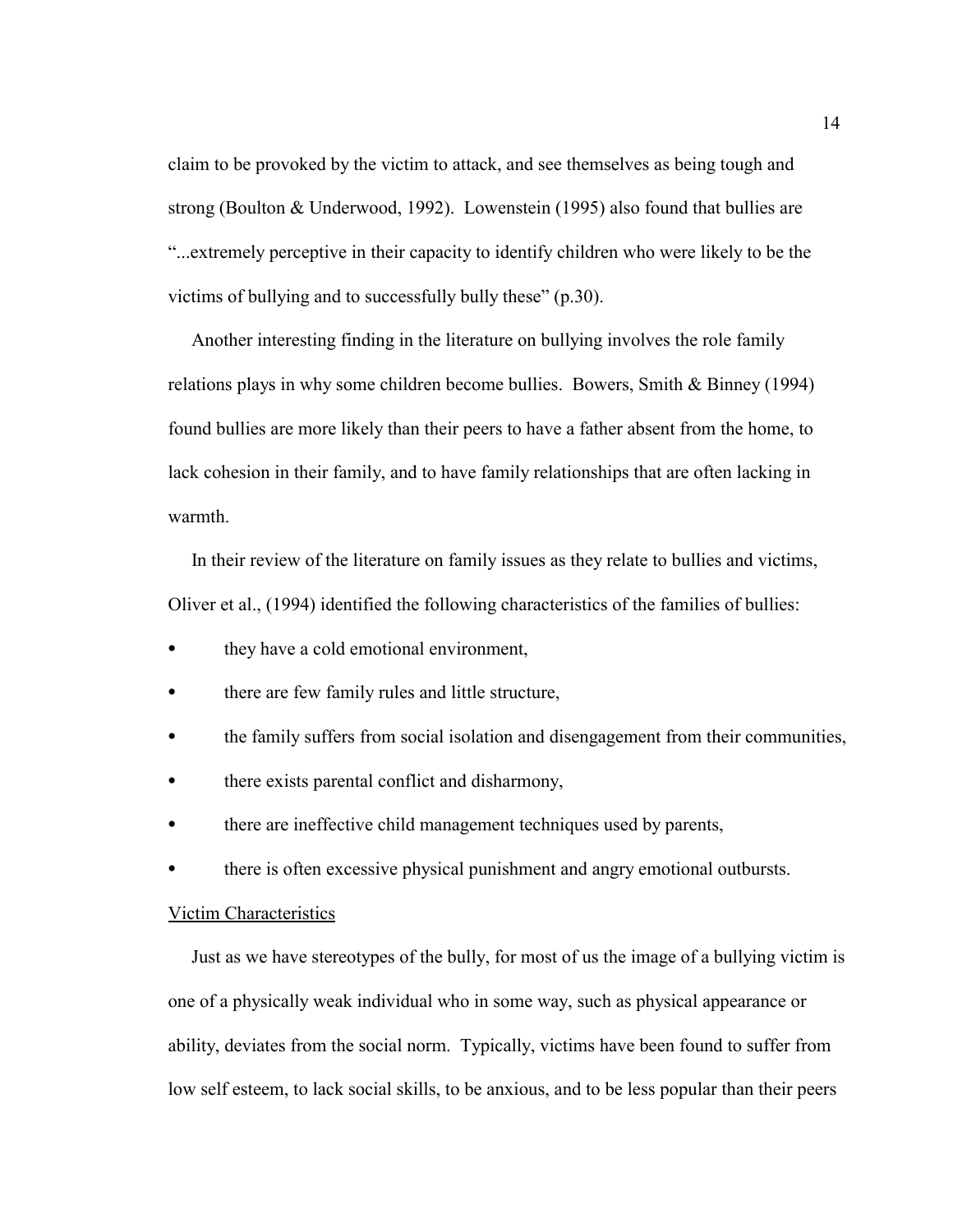claim to be provoked by the victim to attack, and see themselves as being tough and strong (Boulton & Underwood, 1992). Lowenstein (1995) also found that bullies are "...extremely perceptive in their capacity to identify children who were likely to be the victims of bullying and to successfully bully these" (p.30).

Another interesting finding in the literature on bullying involves the role family relations plays in why some children become bullies. Bowers, Smith & Binney (1994) found bullies are more likely than their peers to have a father absent from the home, to lack cohesion in their family, and to have family relationships that are often lacking in warmth.

In their review of the literature on family issues as they relate to bullies and victims, Oliver et al., (1994) identified the following characteristics of the families of bullies:

- they have a cold emotional environment,
- there are few family rules and little structure,
- the family suffers from social isolation and disengagement from their communities,
- there exists parental conflict and disharmony,
- there are ineffective child management techniques used by parents,
- there is often excessive physical punishment and angry emotional outbursts.

Victim Characteristics

Just as we have stereotypes of the bully, for most of us the image of a bullying victim is one of a physically weak individual who in some way, such as physical appearance or ability, deviates from the social norm. Typically, victims have been found to suffer from low self esteem, to lack social skills, to be anxious, and to be less popular than their peers